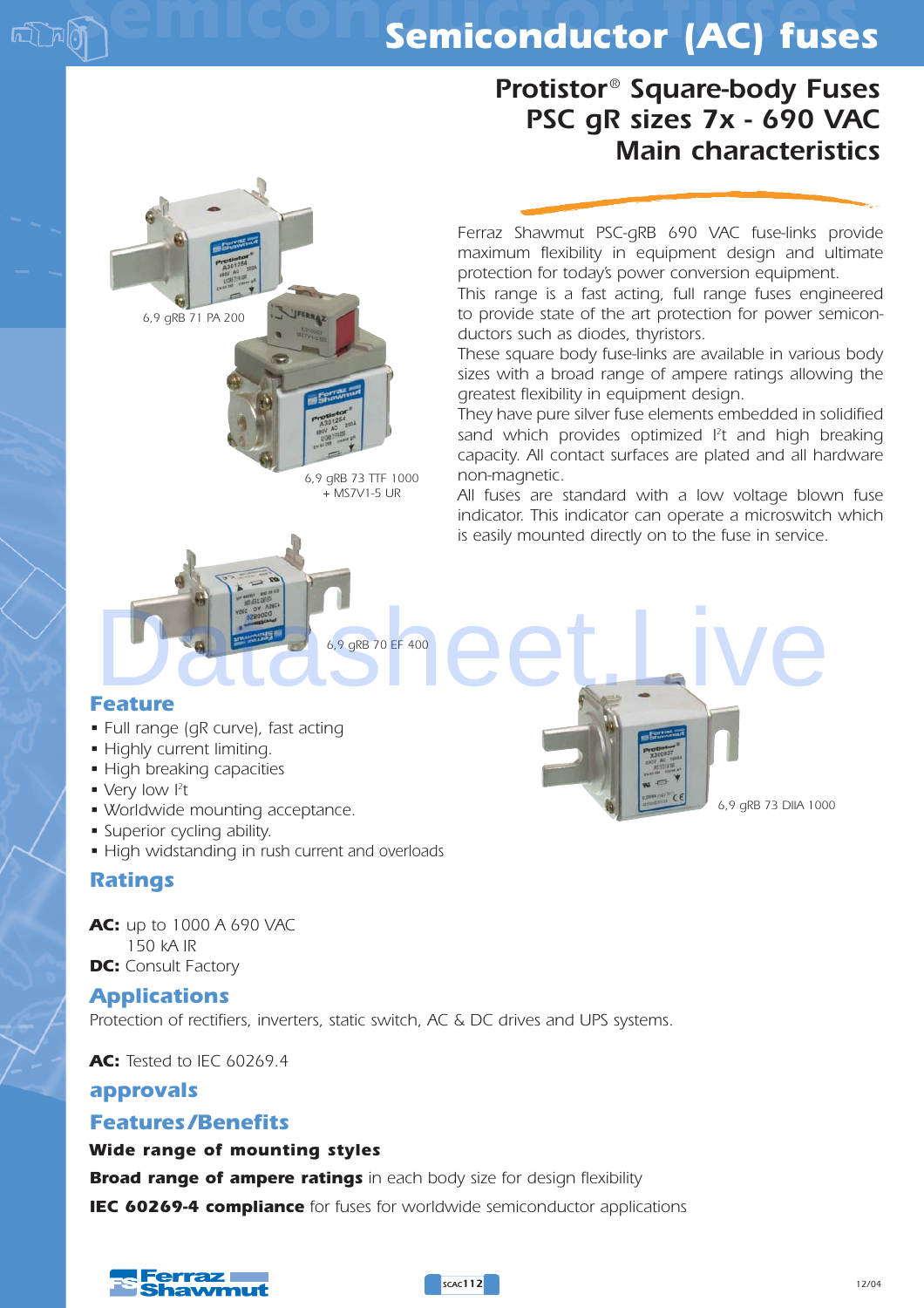# Semiconductor (AC) fuses

## Protistor® Square-body Fuses PSC gR sizes 7x - 690 VAC Main characteristics

6,9 gRB 71 PA 200

6,9 gRB 73 TTF 1000 + MS7V1-5 UR

Ferraz Shawmut PSC-gRB 690 VAC fuse-links provide maximum flexibility in equipment design and ultimate protection for today's power conversion equipment.
This range is a fast acting, full range fuses engineered to provide state of the art protection for power semiconductors such as diodes, thyristors.
These square body fuse-links are available in various body sizes with a broad range of ampere ratings allowing the greatest flexibility in equipment design.
They have pure silver fuse elements embedded in solidified sand which provides optimized I²t and high breaking capacity. All contact surfaces are plated and all hardware non-magnetic.
All fuses are standard with a low voltage blown fuse indicator. This indicator can operate a microswitch which is easily mounted directly on to the fuse in service.

6,9 gRB 70 EF 400

6,9 gRB 73 DIIA 1000

## Feature

- Full range (gR curve), fast acting
- Highly current limiting.
- High breaking capacities
- Very low I²t
- Worldwide mounting acceptance.
- Superior cycling ability.
- High widstanding in rush current and overloads

## Ratings

**AC:** up to 1000 A 690 VAC
150 kA IR
**DC:** Consult Factory

## Applications

Protection of rectifiers, inverters, static switch, AC & DC drives and UPS systems.

**AC:** Tested to IEC 60269.4

## approvals

## Features/Benefits

**Wide range of mounting styles**

**Broad range of ampere ratings** in each body size for design flexibility

**IEC 60269-4 compliance** for fuses for worldwide semiconductor applications

Ferraz Shawmut

SCAC112

12/04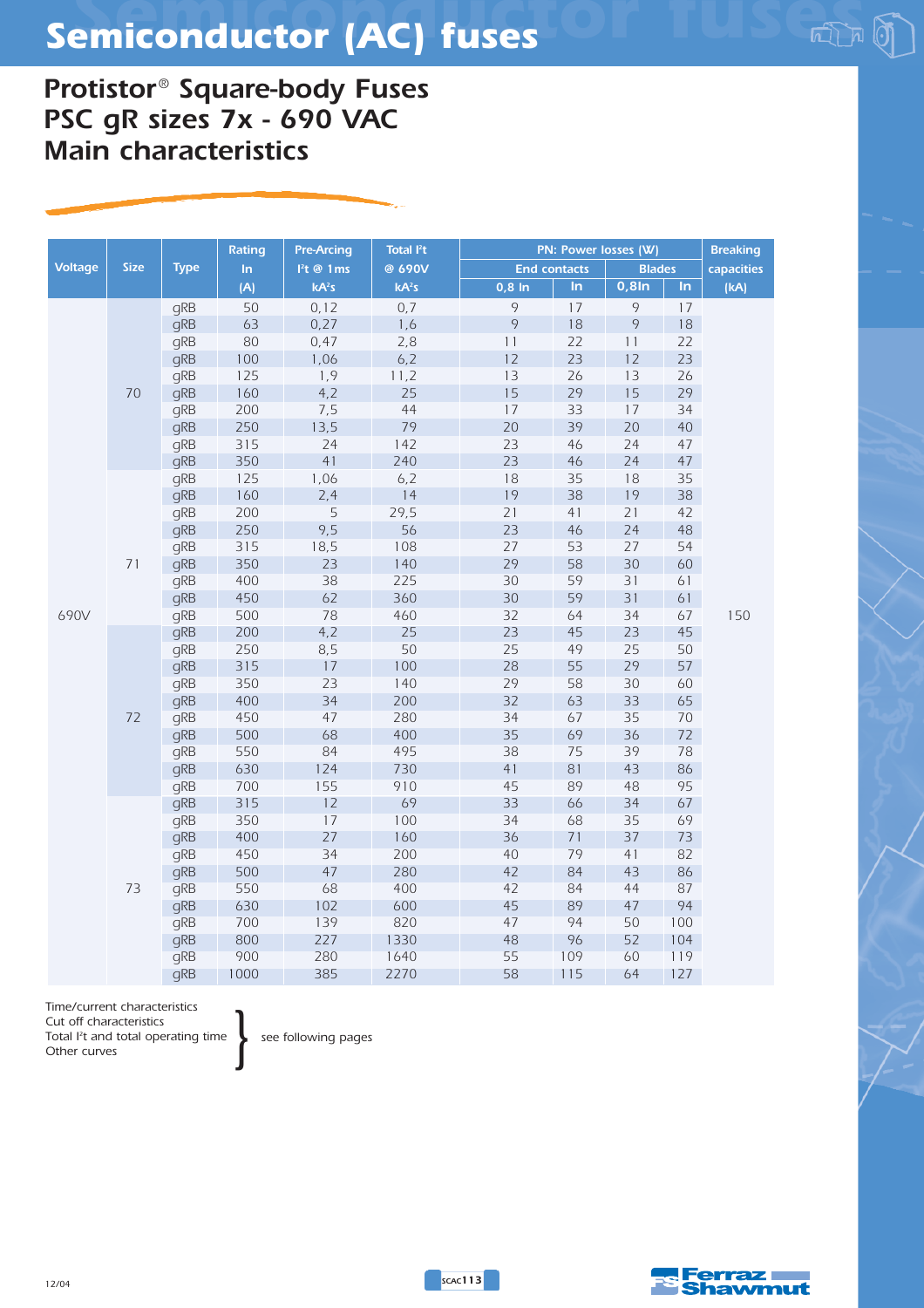# Semiconductor (AC) fuses

## Protistor® Square-body Fuses PSC gR sizes 7x - 690 VAC Main characteristics

| Voltage | Size | Type | Rating In (A) | Pre-Arcing I²t @ 1ms kA²s | Total I²t @ 690V kA²s | PN: Power losses (W) End contacts 0,8 In | | PN: Power losses (W) Blades 0,8In | | Breaking capacities (kA) |
|---|---|---|---|---|---|---|---|---|---|---|
| | | | | | | 0,8 In | In | 0,8In | In | |
| 690V | 70 | gRB | 50 | 0,12 | 0,7 | 9 | 17 | 9 | 17 | 150 |
| | | gRB | 63 | 0,27 | 1,6 | 9 | 18 | 9 | 18 | |
| | | gRB | 80 | 0,47 | 2,8 | 11 | 22 | 11 | 22 | |
| | | gRB | 100 | 1,06 | 6,2 | 12 | 23 | 12 | 23 | |
| | | gRB | 125 | 1,9 | 11,2 | 13 | 26 | 13 | 26 | |
| | | gRB | 160 | 4,2 | 25 | 15 | 29 | 15 | 29 | |
| | | gRB | 200 | 7,5 | 44 | 17 | 33 | 17 | 34 | |
| | | gRB | 250 | 13,5 | 79 | 20 | 39 | 20 | 40 | |
| | | gRB | 315 | 24 | 142 | 23 | 46 | 24 | 47 | |
| | | gRB | 350 | 41 | 240 | 23 | 46 | 24 | 47 | |
| | 71 | gRB | 125 | 1,06 | 6,2 | 18 | 35 | 18 | 35 | |
| | | gRB | 160 | 2,4 | 14 | 19 | 38 | 19 | 38 | |
| | | gRB | 200 | 5 | 29,5 | 21 | 41 | 21 | 42 | |
| | | gRB | 250 | 9,5 | 56 | 23 | 46 | 24 | 48 | |
| | | gRB | 315 | 18,5 | 108 | 27 | 53 | 27 | 54 | |
| | | gRB | 350 | 23 | 140 | 29 | 58 | 30 | 60 | |
| | | gRB | 400 | 38 | 225 | 30 | 59 | 31 | 61 | |
| | | gRB | 450 | 62 | 360 | 30 | 59 | 31 | 61 | |
| | | gRB | 500 | 78 | 460 | 32 | 64 | 34 | 67 | |
| | 72 | gRB | 200 | 4,2 | 25 | 23 | 45 | 23 | 45 | |
| | | gRB | 250 | 8,5 | 50 | 25 | 49 | 25 | 50 | |
| | | gRB | 315 | 17 | 100 | 28 | 55 | 29 | 57 | |
| | | gRB | 350 | 23 | 140 | 29 | 58 | 30 | 60 | |
| | | gRB | 400 | 34 | 200 | 32 | 63 | 33 | 65 | |
| | | gRB | 450 | 47 | 280 | 34 | 67 | 35 | 70 | |
| | | gRB | 500 | 68 | 400 | 35 | 69 | 36 | 72 | |
| | | gRB | 550 | 84 | 495 | 38 | 75 | 39 | 78 | |
| | | gRB | 630 | 124 | 730 | 41 | 81 | 43 | 86 | |
| | | gRB | 700 | 155 | 910 | 45 | 89 | 48 | 95 | |
| | 73 | gRB | 315 | 12 | 69 | 33 | 66 | 34 | 67 | |
| | | gRB | 350 | 17 | 100 | 34 | 68 | 35 | 69 | |
| | | gRB | 400 | 27 | 160 | 36 | 71 | 37 | 73 | |
| | | gRB | 450 | 34 | 200 | 40 | 79 | 41 | 82 | |
| | | gRB | 500 | 47 | 280 | 42 | 84 | 43 | 86 | |
| | | gRB | 550 | 68 | 400 | 42 | 84 | 44 | 87 | |
| | | gRB | 630 | 102 | 600 | 45 | 89 | 47 | 94 | |
| | | gRB | 700 | 139 | 820 | 47 | 94 | 50 | 100 | |
| | | gRB | 800 | 227 | 1330 | 48 | 96 | 52 | 104 | |
| | | gRB | 900 | 280 | 1640 | 55 | 109 | 60 | 119 | |
| | | gRB | 1000 | 385 | 2270 | 58 | 115 | 64 | 127 | |

Time/current characteristics
Cut off characteristics
Total I²t and total operating time
Other curves

} see following pages

12/04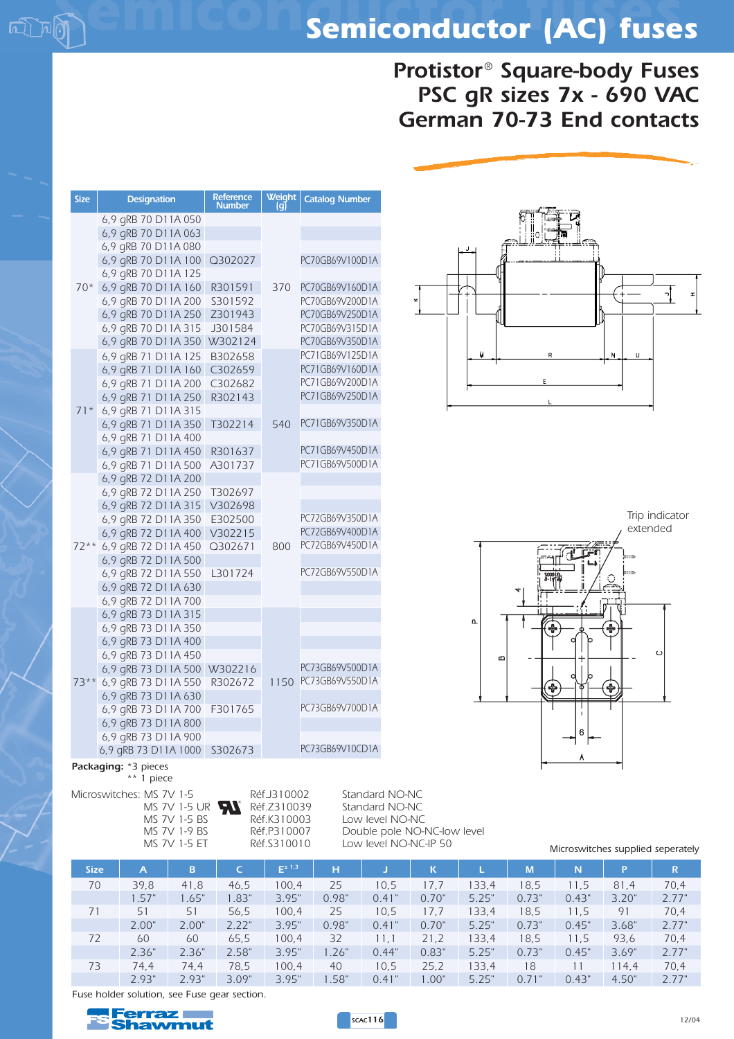# Semiconductor (AC) fuses

## Protistor® Square-body Fuses PSC gR sizes 7x - 690 VAC German 70-73 End contacts

| Size | Designation | Reference Number | Weight (g) | Catalog Number |
|---|---|---|---|---|
| 70* | 6,9 gRB 70 D11A 050 | | 370 | |
| | 6,9 gRB 70 D11A 063 | | | |
| | 6,9 gRB 70 D11A 080 | | | |
| | 6,9 gRB 70 D11A 100 | Q302027 | | PC70GB69V100D1A |
| | 6,9 gRB 70 D11A 125 | | | |
| | 6,9 gRB 70 D11A 160 | R301591 | | PC70GB69V160D1A |
| | 6,9 gRB 70 D11A 200 | S301592 | | PC70GB69V200D1A |
| | 6,9 gRB 70 D11A 250 | Z301943 | | PC70GB69V250D1A |
| | 6,9 gRB 70 D11A 315 | J301584 | | PC70GB69V315D1A |
| | 6,9 gRB 70 D11A 350 | W302124 | | PC70GB69V350D1A |
| 71* | 6,9 gRB 71 D11A 125 | B302658 | 540 | PC71GB69V125D1A |
| | 6,9 gRB 71 D11A 160 | C302659 | | PC71GB69V160D1A |
| | 6,9 gRB 71 D11A 200 | C302682 | | PC71GB69V200D1A |
| | 6,9 gRB 71 D11A 250 | R302143 | | PC71GB69V250D1A |
| | 6,9 gRB 71 D11A 315 | | | |
| | 6,9 gRB 71 D11A 350 | T302214 | | PC71GB69V350D1A |
| | 6,9 gRB 71 D11A 400 | | | |
| | 6,9 gRB 71 D11A 450 | R301637 | | PC71GB69V450D1A |
| | 6,9 gRB 71 D11A 500 | A301737 | | PC71GB69V500D1A |
| 72** | 6,9 gRB 72 D11A 200 | | 800 | |
| | 6,9 gRB 72 D11A 250 | T302697 | | |
| | 6,9 gRB 72 D11A 315 | V302698 | | |
| | 6,9 gRB 72 D11A 350 | E302500 | | PC72GB69V350D1A |
| | 6,9 gRB 72 D11A 400 | V302215 | | PC72GB69V400D1A |
| | 6,9 gRB 72 D11A 450 | Q302671 | | PC72GB69V450D1A |
| | 6,9 gRB 72 D11A 500 | | | |
| | 6,9 gRB 72 D11A 550 | L301724 | | PC72GB69V550D1A |
| | 6,9 gRB 72 D11A 630 | | | |
| | 6,9 gRB 72 D11A 700 | | | |
| 73** | 6,9 gRB 73 D11A 315 | | 1150 | |
| | 6,9 gRB 73 D11A 350 | | | |
| | 6,9 gRB 73 D11A 400 | | | |
| | 6,9 gRB 73 D11A 450 | | | |
| | 6,9 gRB 73 D11A 500 | W302216 | | PC73GB69V500D1A |
| | 6,9 gRB 73 D11A 550 | R302672 | | PC73GB69V550D1A |
| | 6,9 gRB 73 D11A 630 | | | |
| | 6,9 gRB 73 D11A 700 | F301765 | | PC73GB69V700D1A |
| | 6,9 gRB 73 D11A 800 | | | |
| | 6,9 gRB 73 D11A 900 | | | |
| | 6,9 gRB 73 D11A 1000 | S302673 | | PC73GB69V10CD1A |

**Packaging:** *3 pieces
** 1 piece

Trip indicator extended

| Microswitches | Réf. | Description |
|---|---|---|
| MS 7V 1-5 | Réf.J310002 | Standard NO-NC |
| MS 7V 1-5 UR | Réf.Z310039 | Standard NO-NC |
| MS 7V 1-5 BS | Réf.K310003 | Low level NO-NC |
| MS 7V 1-9 BS | Réf.P310007 | Double pole NO-NC-low level |
| MS 7V 1-5 ET | Réf.S310010 | Low level NO-NC-IP 50 |

Microswitches supplied seperately

| Size | A | B | C | E ± 1,3 | H | J | K | L | M | N | P | R |
|---|---|---|---|---|---|---|---|---|---|---|---|---|
| 70 | 39,8 | 41,8 | 46,5 | 100,4 | 25 | 10,5 | 17,7 | 133,4 | 18,5 | 11,5 | 81,4 | 70,4 |
| | 1.57" | 1.65" | 1.83" | 3.95" | 0.98" | 0.41" | 0.70" | 5.25" | 0.73" | 0.43" | 3.20" | 2.77" |
| 71 | 51 | 51 | 56,5 | 100,4 | 25 | 10,5 | 17,7 | 133,4 | 18,5 | 11,5 | 91 | 70,4 |
| | 2.00" | 2.00" | 2.22" | 3.95" | 0.98" | 0.41" | 0.70" | 5.25" | 0.73" | 0.45" | 3.68" | 2.77" |
| 72 | 60 | 60 | 65,5 | 100,4 | 32 | 11,1 | 21,2 | 133,4 | 18,5 | 11,5 | 93,6 | 70,4 |
| | 2.36" | 2.36" | 2.58" | 3.95" | 1.26" | 0.44" | 0.83" | 5.25" | 0.73" | 0.45" | 3.69" | 2.77" |
| 73 | 74,4 | 74,4 | 78,5 | 100,4 | 40 | 10,5 | 25,2 | 133,4 | 18 | 11 | 114,4 | 70,4 |
| | 2.93" | 2.93" | 3.09" | 3.95" | 1.58" | 0.41" | 1.00" | 5.25" | 0.71" | 0.43" | 4.50" | 2.77" |

Fuse holder solution, see Fuse gear section.

Ferraz Shawmut

12/04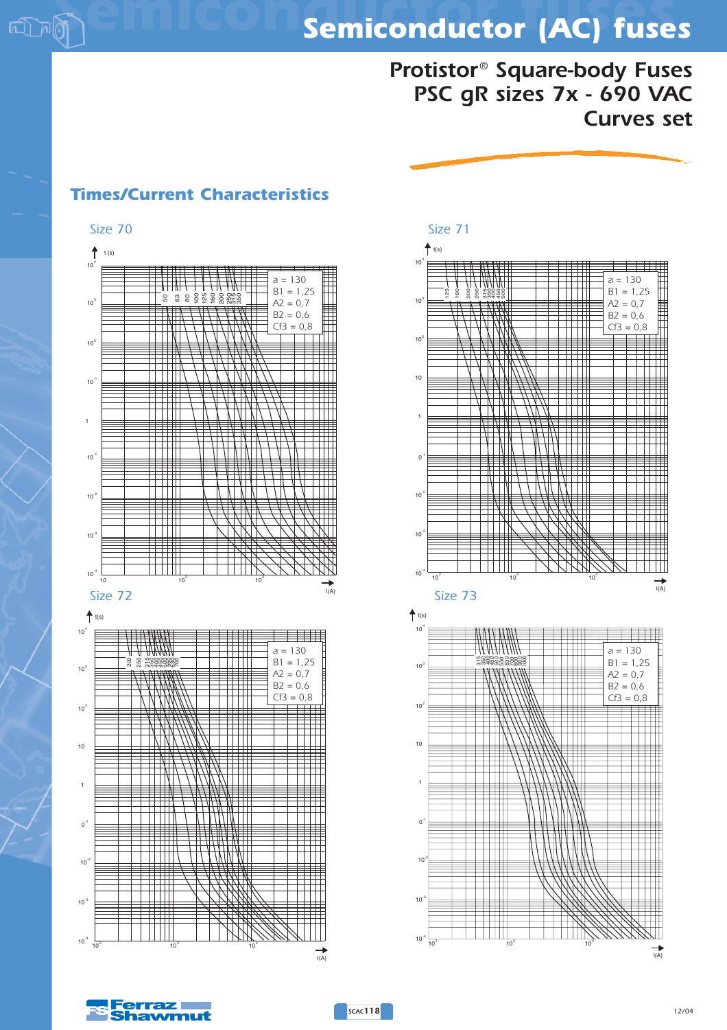# Semiconductor (AC) fuses

## Protistor® Square-body Fuses PSC gR sizes 7x - 690 VAC Curves set

### Times/Current Characteristics

**Size 70**

t (s)

Fuse ratings: 50, 63, 80, 100, 125, 160, 200, 250, 315, 350

a = 130
B1 = 1,25
A2 = 0,7
B2 = 0,6
Cf3 = 0,8

I(A)

**Size 71**

t(s)

Fuse ratings: 125, 160, 200, 250, 315, 350, 400, 450, 500

a = 130
B1 = 1,25
A2 = 0,7
B2 = 0,6
Cf3 = 0,8

I(A)

**Size 72**

t(s)

Fuse ratings: 200, 250, 315, 350, 400, 450, 500, 550, 630, 700

a = 130
B1 = 1,25
A2 = 0,7
B2 = 0,6
Cf3 = 0,8

I(A)

**Size 73**

t(s)

Fuse ratings: 315, 350, 400, 450, 500, 550, 630, 700, 800, 900, 1000

a = 130
B1 = 1,25
A2 = 0,7
B2 = 0,6
Cf3 = 0,8

I(A)

12/04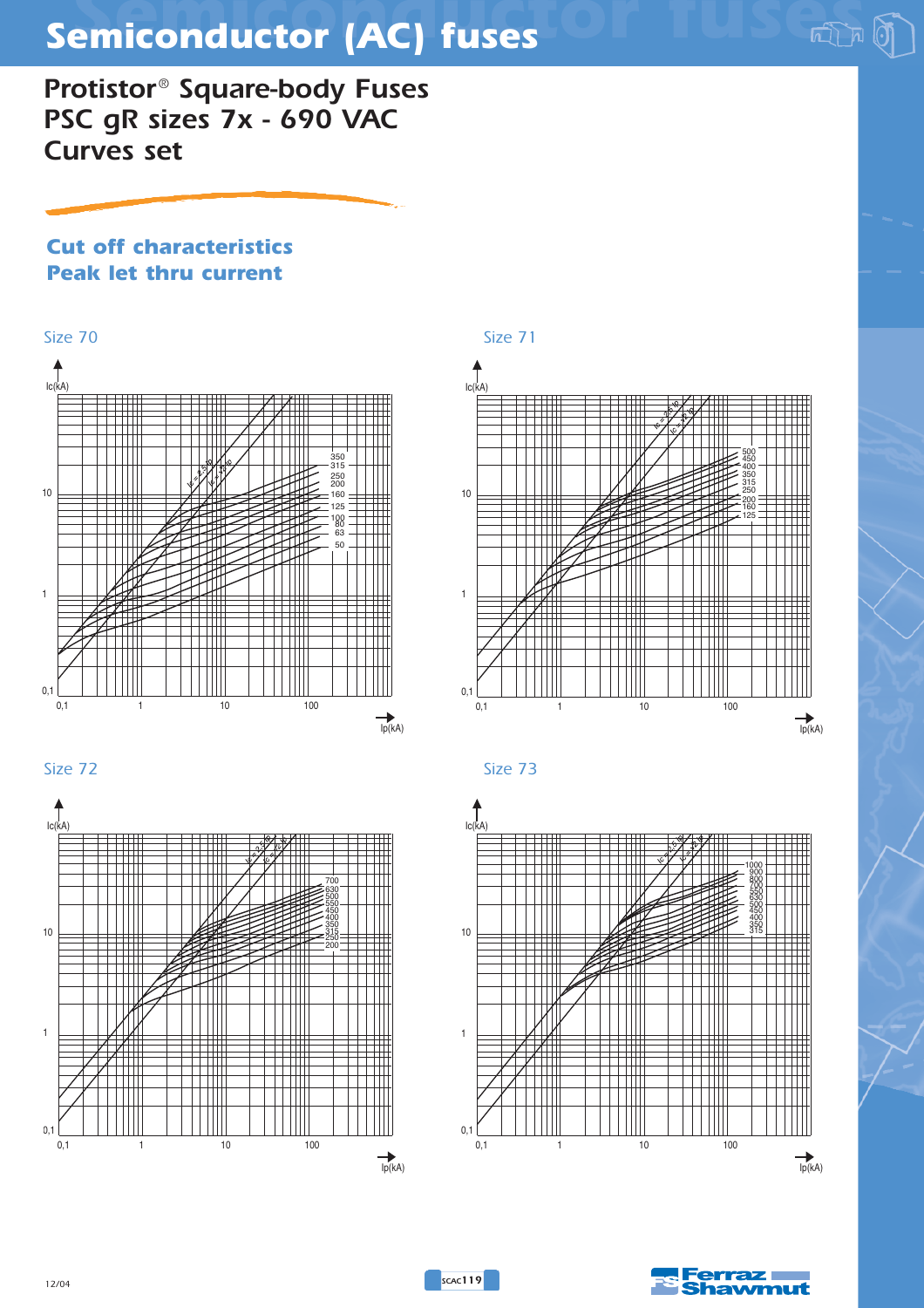# Semiconductor (AC) fuses

## Protistor® Square-body Fuses PSC gR sizes 7x - 690 VAC Curves set

### Cut off characteristics
### Peak let thru current

Size 70

Ic(kA)

10

1

0,1

0,1 1 10 100

Ip(kA)

Ic = 2.5 Ip
Ic = 2 Ip

350
315
250
200
160
125
100
80
63
50

Size 71

Ic(kA)

10

1

0,1

0,1 1 10 100

Ip(kA)

Ic = 2.5 Ip
Ic = 2 Ip

500
450
400
350
315
250
200
160
125

Size 72

Ic(kA)

10

1

0,1

0,1 1 10 100

Ip(kA)

Ic = 2.5 Ip
Ic = 2 Ip

700
630
500
550
450
400
350
315
250
200

Size 73

Ic(kA)

10

1

0,1

0,1 1 10 100

Ip(kA)

Ic = 2.5 Ip
Ic = 2 Ip

1000
900
800
700
550
630
500
450
400
350
315

12/04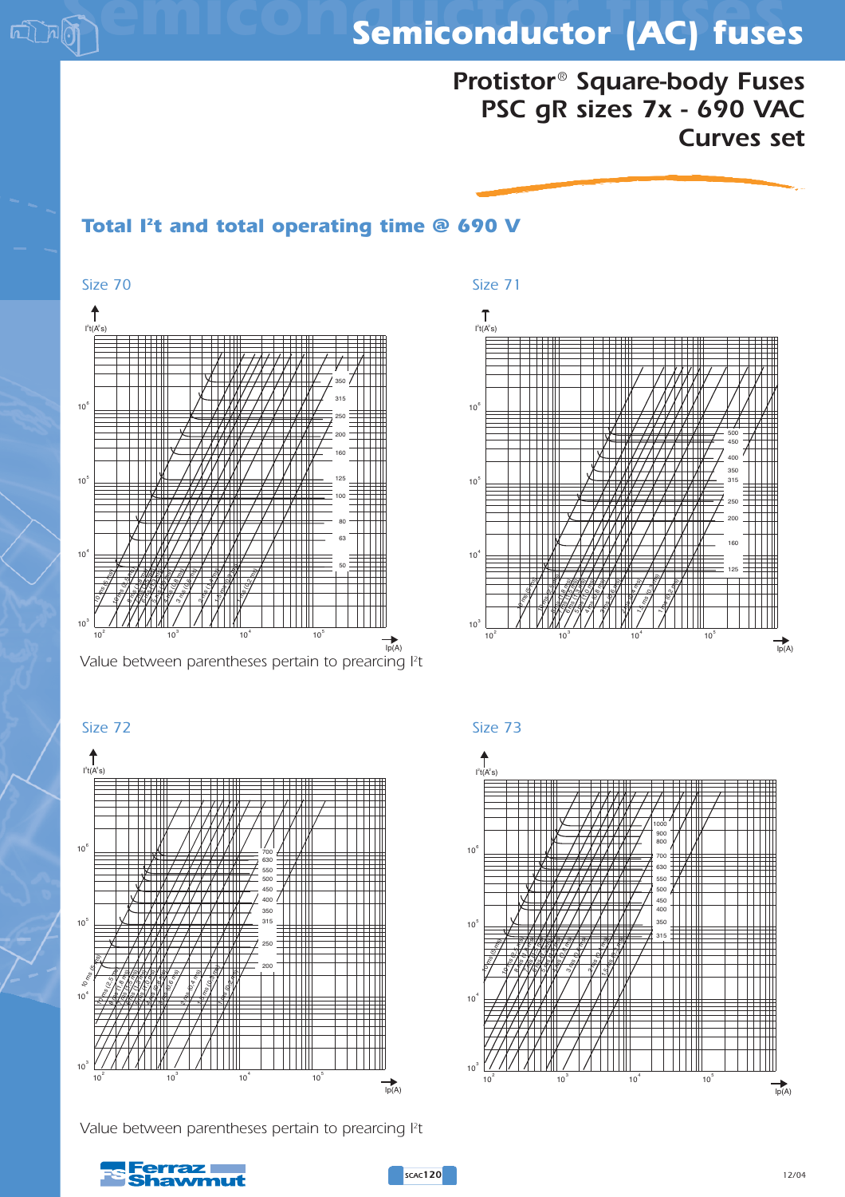# Semiconductor (AC) fuses

## Protistor® Square-body Fuses PSC gR sizes 7x - 690 VAC Curves set

### Total I²t and total operating time @ 690 V

Size 70

Size 71

Value between parentheses pertain to prearcing I²t

Size 72

Size 73

Value between parentheses pertain to prearcing I²t

12/04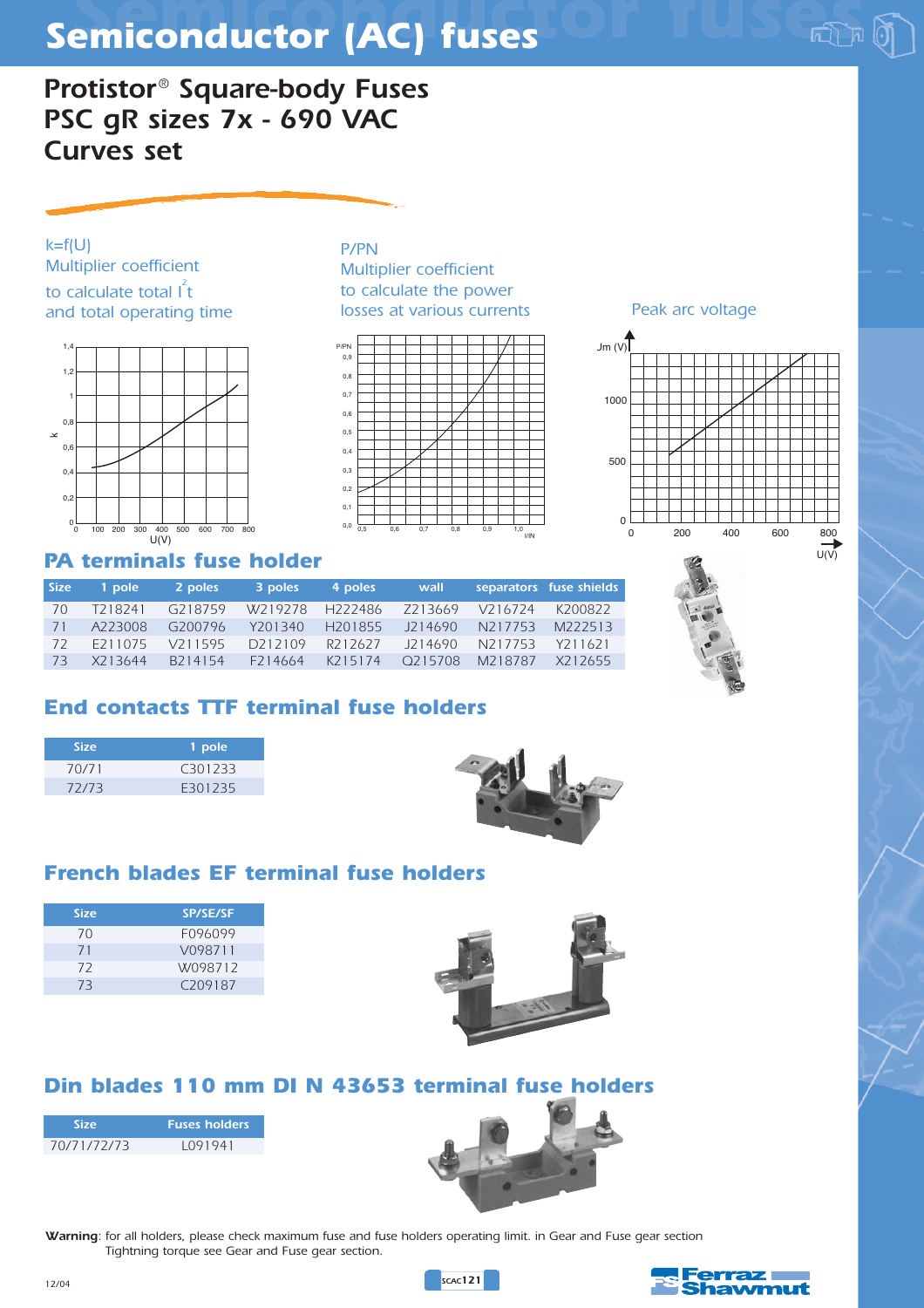# Semiconductor (AC) fuses

## Protistor® Square-body Fuses PSC gR sizes 7x - 690 VAC Curves set

k=f(U)
Multiplier coefficient
to calculate total $I^2t$
and total operating time

P/PN
Multiplier coefficient
to calculate the power
losses at various currents

Peak arc voltage

## PA terminals fuse holder

| Size | 1 pole | 2 poles | 3 poles | 4 poles | wall | separators | fuse shields |
|---|---|---|---|---|---|---|---|
| 70 | T218241 | G218759 | W219278 | H222486 | Z213669 | V216724 | K200822 |
| 71 | A223008 | G200796 | Y201340 | H201855 | J214690 | N217753 | M222513 |
| 72 | E211075 | V211595 | D212109 | R212627 | J214690 | N217753 | Y211621 |
| 73 | X213644 | B214154 | F214664 | K215174 | Q215708 | M218787 | X212655 |

## End contacts TTF terminal fuse holders

| Size | 1 pole |
|---|---|
| 70/71 | C301233 |
| 72/73 | E301235 |

## French blades EF terminal fuse holders

| Size | SP/SE/SF |
|---|---|
| 70 | F096099 |
| 71 | V098711 |
| 72 | W098712 |
| 73 | C209187 |

## Din blades 110 mm DI N 43653 terminal fuse holders

| Size | Fuses holders |
|---|---|
| 70/71/72/73 | L091941 |

**Warning**: for all holders, please check maximum fuse and fuse holders operating limit. in Gear and Fuse gear section
Tightning torque see Gear and Fuse gear section.

12/04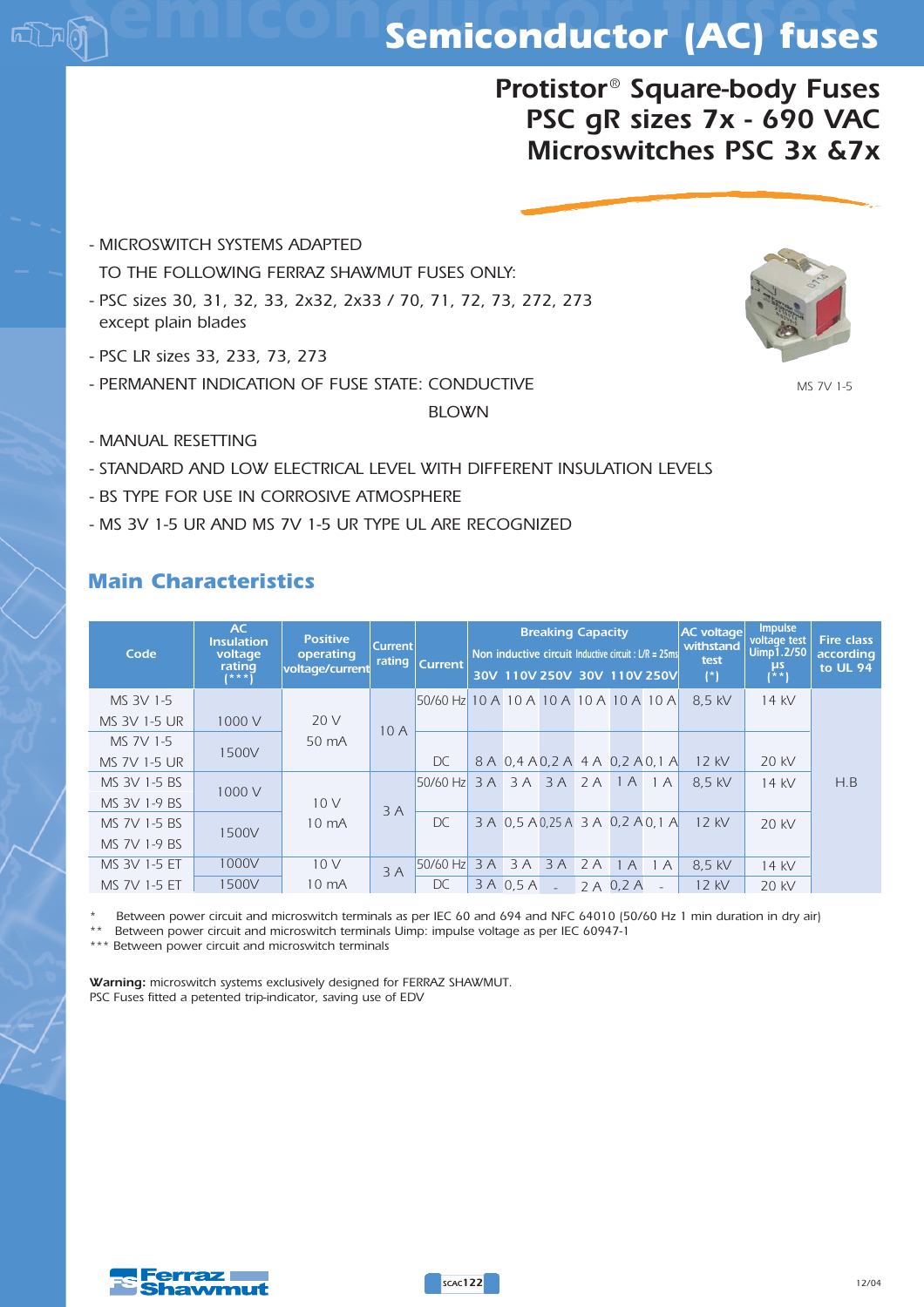# Semiconductor (AC) fuses

## Protistor® Square-body Fuses PSC gR sizes 7x - 690 VAC Microswitches PSC 3x &7x

- MICROSWITCH SYSTEMS ADAPTED
  TO THE FOLLOWING FERRAZ SHAWMUT FUSES ONLY:
- PSC sizes 30, 31, 32, 33, 2x32, 2x33 / 70, 71, 72, 73, 272, 273
  except plain blades
- PSC LR sizes 33, 233, 73, 273
- PERMANENT INDICATION OF FUSE STATE: CONDUCTIVE
  BLOWN
- MANUAL RESETTING
- STANDARD AND LOW ELECTRICAL LEVEL WITH DIFFERENT INSULATION LEVELS
- BS TYPE FOR USE IN CORROSIVE ATMOSPHERE
- MS 3V 1-5 UR AND MS 7V 1-5 UR TYPE UL ARE RECOGNIZED

MS 7V 1-5

## Main Characteristics

| Code | AC Insulation voltage rating (***) | Positive operating voltage/current | Current rating | Current | Breaking Capacity Non inductive circuit | | | Inductive circuit : L/R = 25ms | | | AC voltage withstand test (*) | Impulse voltage test Uimp1.2/50 µs (**) | Fire class according to UL 94 |
|---|---|---|---|---|---|---|---|---|---|---|---|---|---|
| | | | | | 30V | 110V | 250V | 30V | 110V | 250V | | | |
| MS 3V 1-5<br>MS 3V 1-5 UR | 1000 V | 20 V<br>50 mA | 10 A | 50/60 Hz | 10 A | 10 A | 10 A | 10 A | 10 A | 10 A | 8,5 kV | 14 kV | H.B |
| MS 7V 1-5<br>MS 7V 1-5 UR | 1500V | | | DC | 8 A | 0,4 A | 0,2 A | 4 A | 0,2 A | 0,1 A | 12 kV | 20 kV | |
| MS 3V 1-5 BS<br>MS 3V 1-9 BS | 1000 V | 10 V<br>10 mA | 3 A | 50/60 Hz | 3 A | 3 A | 3 A | 2 A | 1 A | 1 A | 8,5 kV | 14 kV | |
| MS 7V 1-5 BS<br>MS 7V 1-9 BS | 1500V | | | DC | 3 A | 0,5 A | 0,25 A | 3 A | 0,2 A | 0,1 A | 12 kV | 20 kV | |
| MS 3V 1-5 ET | 1000V | 10 V<br>10 mA | 3 A | 50/60 Hz | 3 A | 3 A | 3 A | 2 A | 1 A | 1 A | 8,5 kV | 14 kV | |
| MS 7V 1-5 ET | 1500V | | | DC | 3 A | 0,5 A | - | 2 A | 0,2 A | - | 12 kV | 20 kV | |

\* Between power circuit and microswitch terminals as per IEC 60 and 694 and NFC 64010 (50/60 Hz 1 min duration in dry air)
\*\* Between power circuit and microswitch terminals Uimp: impulse voltage as per IEC 60947-1
\*\*\* Between power circuit and microswitch terminals

**Warning:** microswitch systems exclusively designed for FERRAZ SHAWMUT.
PSC Fuses fitted a petented trip-indicator, saving use of EDV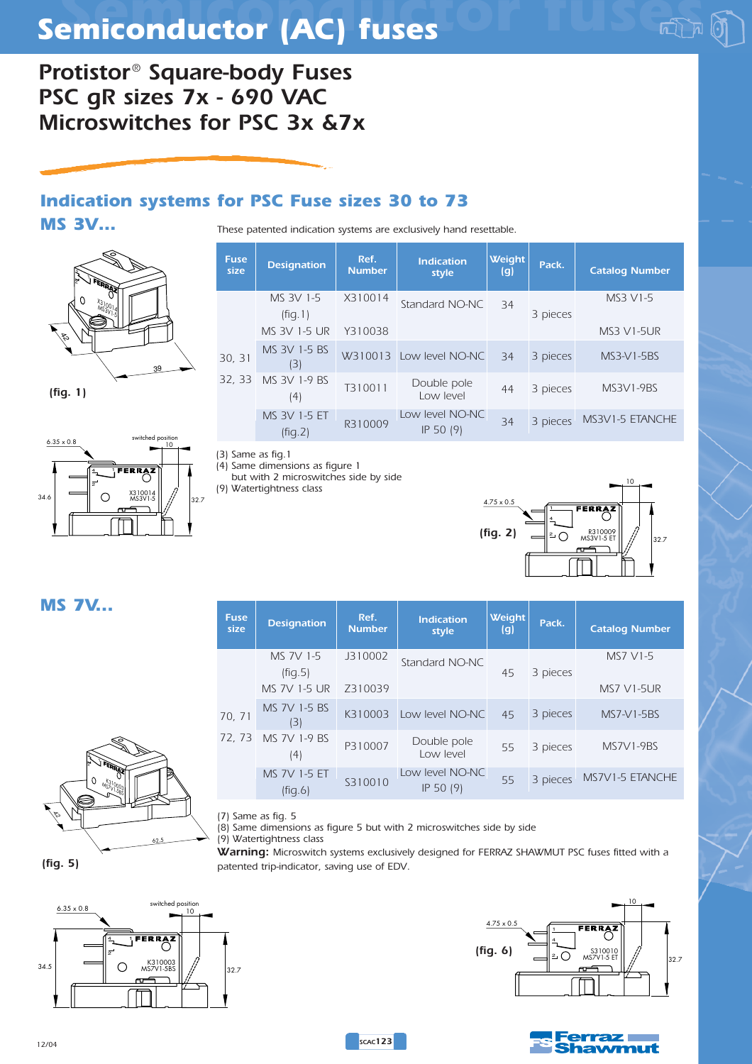# Semiconductor (AC) fuses

## Protistor® Square-body Fuses
## PSC gR sizes 7x - 690 VAC
## Microswitches for PSC 3x &7x

## Indication systems for PSC Fuse sizes 30 to 73

### MS 3V...

These patented indication systems are exclusively hand resettable.

| Fuse size | Designation | Ref. Number | Indication style | Weight (g) | Pack. | Catalog Number |
|---|---|---|---|---|---|---|
| 30, 31 32, 33 | MS 3V 1-5 (fig.1) | X310014 | Standard NO-NC | 34 | 3 pieces | MS3 V1-5 |
| | MS 3V 1-5 UR | Y310038 | | | | MS3 V1-5UR |
| | MS 3V 1-5 BS (3) | W310013 | Low level NO-NC | 34 | 3 pieces | MS3-V1-5BS |
| | MS 3V 1-9 BS (4) | T310011 | Double pole Low level | 44 | 3 pieces | MS3V1-9BS |
| | MS 3V 1-5 ET (fig.2) | R310009 | Low level NO-NC IP 50 (9) | 34 | 3 pieces | MS3V1-5 ETANCHE |

(3) Same as fig.1
(4) Same dimensions as figure 1 but with 2 microswitches side by side
(9) Watertightness class

42
39

(fig. 1)

6.35 x 0.8
switched position
10
FERRAZ
X310014
MS3V1-5
34.6
32.7

4.75 x 0.5
10
FERRAZ
R310009
MS3V1-5 ET
32.7

(fig. 2)

### MS 7V...

| Fuse size | Designation | Ref. Number | Indication style | Weight (g) | Pack. | Catalog Number |
|---|---|---|---|---|---|---|
| 70, 71 72, 73 | MS 7V 1-5 (fig.5) | J310002 | Standard NO-NC | 45 | 3 pieces | MS7 V1-5 |
| | MS 7V 1-5 UR | Z310039 | | | | MS7 V1-5UR |
| | MS 7V 1-5 BS (3) | K310003 | Low level NO-NC | 45 | 3 pieces | MS7-V1-5BS |
| | MS 7V 1-9 BS (4) | P310007 | Double pole Low level | 55 | 3 pieces | MS7V1-9BS |
| | MS 7V 1-5 ET (fig.6) | S310010 | Low level NO-NC IP 50 (9) | 55 | 3 pieces | MS7V1-5 ETANCHE |

(7) Same as fig. 5
(8) Same dimensions as figure 5 but with 2 microswitches side by side
(9) Watertightness class

**Warning:** Microswitch systems exclusively designed for FERRAZ SHAWMUT PSC fuses fitted with a patented trip-indicator, saving use of EDV.

42
62,5

(fig. 5)

6.35 x 0.8
switched position
10
FERRAZ
K310003
MS7V1-5BS
34.5
32.7

4.75 x 0.5
10
FERRAZ
S310010
MS7V1-5 ET
32.7

(fig. 6)

12/04